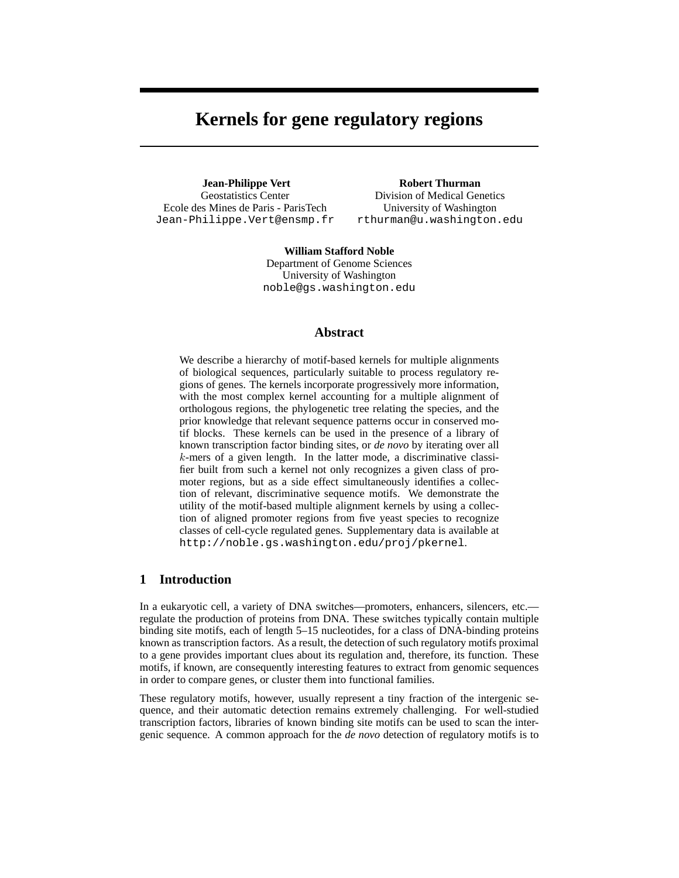# Kernels for gene regulatory regions

**Jean-Philippe Vert**
Geostatistics Center
Ecole des Mines de Paris - ParisTech
Jean-Philippe.Vert@ensmp.fr

**Robert Thurman**
Division of Medical Genetics
University of Washington
rthurman@u.washington.edu

**William Stafford Noble**
Department of Genome Sciences
University of Washington
noble@gs.washington.edu

## Abstract

We describe a hierarchy of motif-based kernels for multiple alignments of biological sequences, particularly suitable to process regulatory regions of genes. The kernels incorporate progressively more information, with the most complex kernel accounting for a multiple alignment of orthologous regions, the phylogenetic tree relating the species, and the prior knowledge that relevant sequence patterns occur in conserved motif blocks. These kernels can be used in the presence of a library of known transcription factor binding sites, or *de novo* by iterating over all $k$-mers of a given length. In the latter mode, a discriminative classifier built from such a kernel not only recognizes a given class of promoter regions, but as a side effect simultaneously identifies a collection of relevant, discriminative sequence motifs. We demonstrate the utility of the motif-based multiple alignment kernels by using a collection of aligned promoter regions from five yeast species to recognize classes of cell-cycle regulated genes. Supplementary data is available at http://noble.gs.washington.edu/proj/pkernel.

## 1 Introduction

In a eukaryotic cell, a variety of DNA switches—promoters, enhancers, silencers, etc.—regulate the production of proteins from DNA. These switches typically contain multiple binding site motifs, each of length 5–15 nucleotides, for a class of DNA-binding proteins known as transcription factors. As a result, the detection of such regulatory motifs proximal to a gene provides important clues about its regulation and, therefore, its function. These motifs, if known, are consequently interesting features to extract from genomic sequences in order to compare genes, or cluster them into functional families.

These regulatory motifs, however, usually represent a tiny fraction of the intergenic sequence, and their automatic detection remains extremely challenging. For well-studied transcription factors, libraries of known binding site motifs can be used to scan the intergenic sequence. A common approach for the *de novo* detection of regulatory motifs is to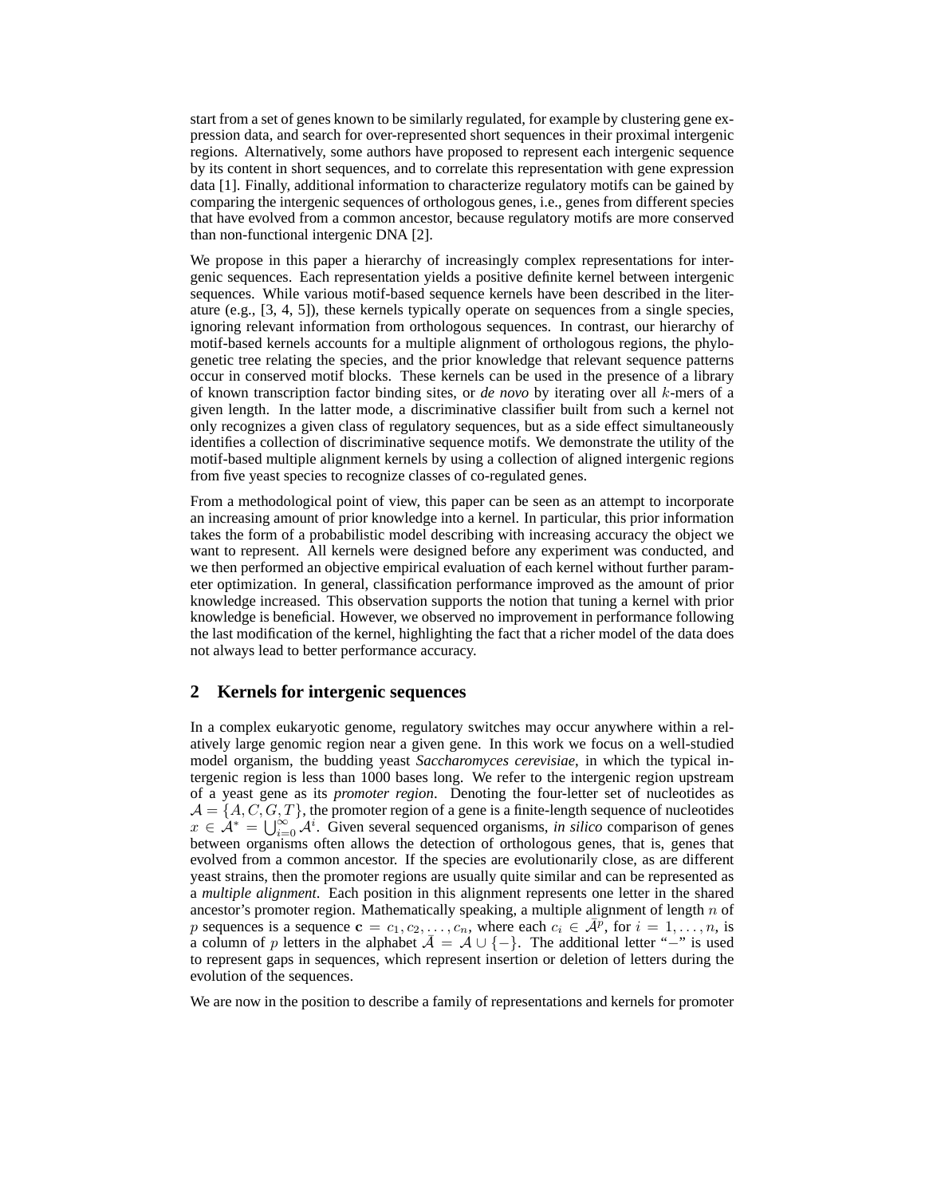start from a set of genes known to be similarly regulated, for example by clustering gene expression data, and search for over-represented short sequences in their proximal intergenic regions. Alternatively, some authors have proposed to represent each intergenic sequence by its content in short sequences, and to correlate this representation with gene expression data [1]. Finally, additional information to characterize regulatory motifs can be gained by comparing the intergenic sequences of orthologous genes, i.e., genes from different species that have evolved from a common ancestor, because regulatory motifs are more conserved than non-functional intergenic DNA [2].

We propose in this paper a hierarchy of increasingly complex representations for intergenic sequences. Each representation yields a positive definite kernel between intergenic sequences. While various motif-based sequence kernels have been described in the literature (e.g., [3, 4, 5]), these kernels typically operate on sequences from a single species, ignoring relevant information from orthologous sequences. In contrast, our hierarchy of motif-based kernels accounts for a multiple alignment of orthologous regions, the phylogenetic tree relating the species, and the prior knowledge that relevant sequence patterns occur in conserved motif blocks. These kernels can be used in the presence of a library of known transcription factor binding sites, or *de novo* by iterating over all $k$-mers of a given length. In the latter mode, a discriminative classifier built from such a kernel not only recognizes a given class of regulatory sequences, but as a side effect simultaneously identifies a collection of discriminative sequence motifs. We demonstrate the utility of the motif-based multiple alignment kernels by using a collection of aligned intergenic regions from five yeast species to recognize classes of co-regulated genes.

From a methodological point of view, this paper can be seen as an attempt to incorporate an increasing amount of prior knowledge into a kernel. In particular, this prior information takes the form of a probabilistic model describing with increasing accuracy the object we want to represent. All kernels were designed before any experiment was conducted, and we then performed an objective empirical evaluation of each kernel without further parameter optimization. In general, classification performance improved as the amount of prior knowledge increased. This observation supports the notion that tuning a kernel with prior knowledge is beneficial. However, we observed no improvement in performance following the last modification of the kernel, highlighting the fact that a richer model of the data does not always lead to better performance accuracy.

## 2 Kernels for intergenic sequences

In a complex eukaryotic genome, regulatory switches may occur anywhere within a relatively large genomic region near a given gene. In this work we focus on a well-studied model organism, the budding yeast *Saccharomyces cerevisiae*, in which the typical intergenic region is less than 1000 bases long. We refer to the intergenic region upstream of a yeast gene as its *promoter region*. Denoting the four-letter set of nucleotides as $\mathcal{A} = \{A, C, G, T\}$, the promoter region of a gene is a finite-length sequence of nucleotides $x \in \mathcal{A}^* = \bigcup_{i=0}^{\infty} \mathcal{A}^i$. Given several sequenced organisms, *in silico* comparison of genes between organisms often allows the detection of orthologous genes, that is, genes that evolved from a common ancestor. If the species are evolutionarily close, as are different yeast strains, then the promoter regions are usually quite similar and can be represented as a *multiple alignment*. Each position in this alignment represents one letter in the shared ancestor's promoter region. Mathematically speaking, a multiple alignment of length $n$ of $p$ sequences is a sequence $\mathbf{c} = c_1, c_2, \ldots, c_n$, where each $c_i \in \bar{\mathcal{A}}^p$, for $i = 1, \ldots, n$, is a column of $p$ letters in the alphabet $\bar{\mathcal{A}} = \mathcal{A} \cup \{-\}$. The additional letter "$-$" is used to represent gaps in sequences, which represent insertion or deletion of letters during the evolution of the sequences.

We are now in the position to describe a family of representations and kernels for promoter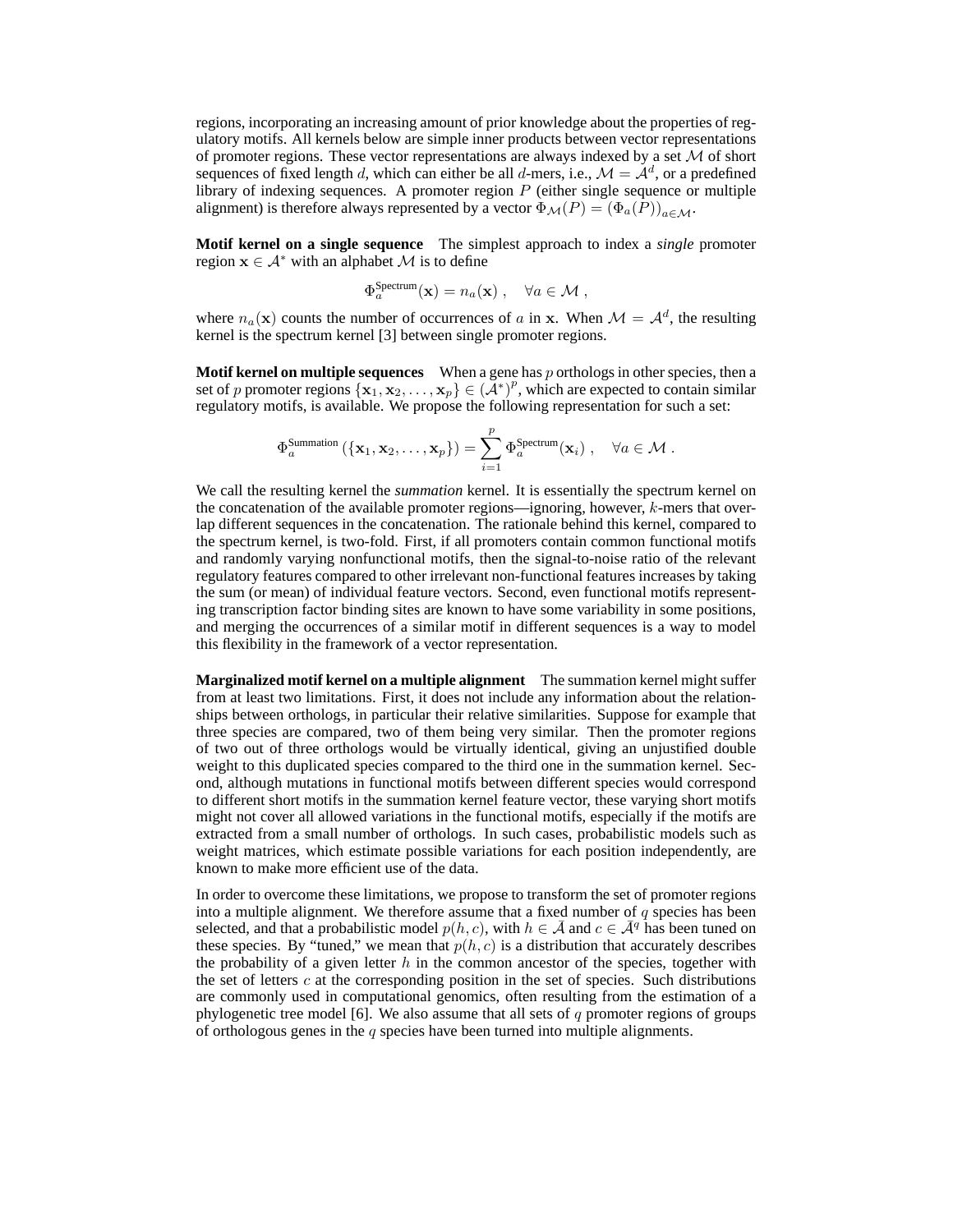regions, incorporating an increasing amount of prior knowledge about the properties of regulatory motifs. All kernels below are simple inner products between vector representations of promoter regions. These vector representations are always indexed by a set $\mathcal{M}$ of short sequences of fixed length $d$, which can either be all $d$-mers, i.e., $\mathcal{M} = \mathcal{A}^d$, or a predefined library of indexing sequences. A promoter region $P$ (either single sequence or multiple alignment) is therefore always represented by a vector $\Phi_{\mathcal{M}}(P) = (\Phi_a(P))_{a \in \mathcal{M}}$.

**Motif kernel on a single sequence** The simplest approach to index a *single* promoter region $\mathbf{x} \in \mathcal{A}^*$ with an alphabet $\mathcal{M}$ is to define

$$\Phi_a^{\text{Spectrum}}(\mathbf{x}) = n_a(\mathbf{x}) \ , \quad \forall a \in \mathcal{M} \ ,$$

where $n_a(\mathbf{x})$ counts the number of occurrences of $a$ in $\mathbf{x}$. When $\mathcal{M} = \mathcal{A}^d$, the resulting kernel is the spectrum kernel [3] between single promoter regions.

**Motif kernel on multiple sequences** When a gene has $p$ orthologs in other species, then a set of $p$ promoter regions $\{\mathbf{x}_1, \mathbf{x}_2, \ldots, \mathbf{x}_p\} \in (\mathcal{A}^*)^p$, which are expected to contain similar regulatory motifs, is available. We propose the following representation for such a set:

$$\Phi_a^{\text{Summation}}(\{\mathbf{x}_1, \mathbf{x}_2, \ldots, \mathbf{x}_p\}) = \sum_{i=1}^{p} \Phi_a^{\text{Spectrum}}(\mathbf{x}_i) \ , \quad \forall a \in \mathcal{M} \ .$$

We call the resulting kernel the *summation* kernel. It is essentially the spectrum kernel on the concatenation of the available promoter regions—ignoring, however, $k$-mers that overlap different sequences in the concatenation. The rationale behind this kernel, compared to the spectrum kernel, is two-fold. First, if all promoters contain common functional motifs and randomly varying nonfunctional motifs, then the signal-to-noise ratio of the relevant regulatory features compared to other irrelevant non-functional features increases by taking the sum (or mean) of individual feature vectors. Second, even functional motifs representing transcription factor binding sites are known to have some variability in some positions, and merging the occurrences of a similar motif in different sequences is a way to model this flexibility in the framework of a vector representation.

**Marginalized motif kernel on a multiple alignment** The summation kernel might suffer from at least two limitations. First, it does not include any information about the relationships between orthologs, in particular their relative similarities. Suppose for example that three species are compared, two of them being very similar. Then the promoter regions of two out of three orthologs would be virtually identical, giving an unjustified double weight to this duplicated species compared to the third one in the summation kernel. Second, although mutations in functional motifs between different species would correspond to different short motifs in the summation kernel feature vector, these varying short motifs might not cover all allowed variations in the functional motifs, especially if the motifs are extracted from a small number of orthologs. In such cases, probabilistic models such as weight matrices, which estimate possible variations for each position independently, are known to make more efficient use of the data.

In order to overcome these limitations, we propose to transform the set of promoter regions into a multiple alignment. We therefore assume that a fixed number of $q$ species has been selected, and that a probabilistic model $p(h, c)$, with $h \in \bar{\mathcal{A}}$ and $c \in \bar{\mathcal{A}}^q$ has been tuned on these species. By "tuned," we mean that $p(h, c)$ is a distribution that accurately describes the probability of a given letter $h$ in the common ancestor of the species, together with the set of letters $c$ at the corresponding position in the set of species. Such distributions are commonly used in computational genomics, often resulting from the estimation of a phylogenetic tree model [6]. We also assume that all sets of $q$ promoter regions of groups of orthologous genes in the $q$ species have been turned into multiple alignments.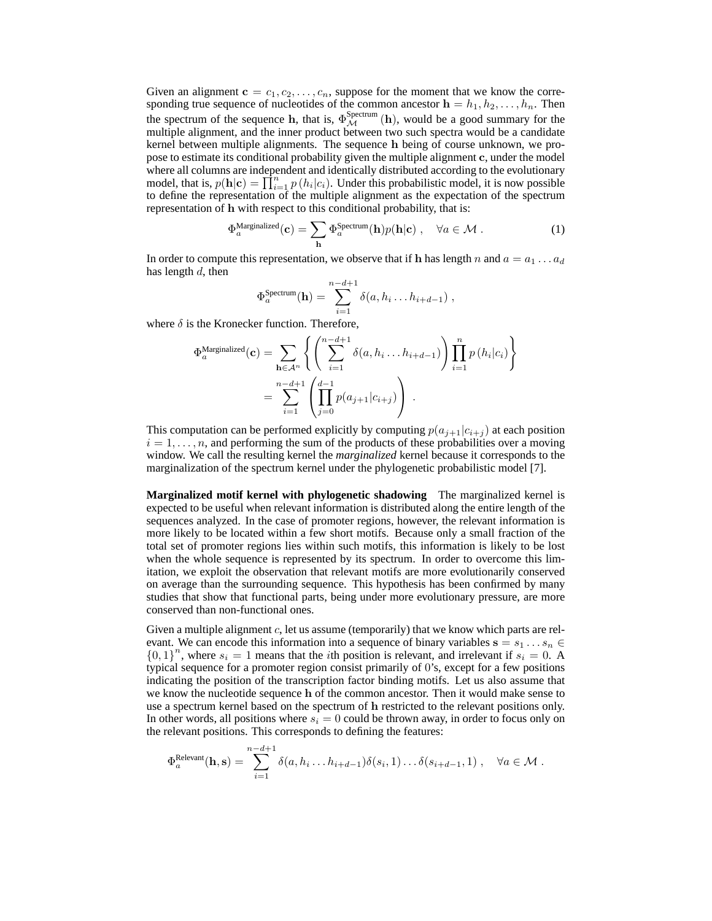Given an alignment $\mathbf{c} = c_1, c_2, \ldots, c_n$, suppose for the moment that we know the corresponding true sequence of nucleotides of the common ancestor $\mathbf{h} = h_1, h_2, \ldots, h_n$. Then the spectrum of the sequence $\mathbf{h}$, that is, $\Phi^{\text{Spectrum}}_{\mathcal{M}}(\mathbf{h})$, would be a good summary for the multiple alignment, and the inner product between two such spectra would be a candidate kernel between multiple alignments. The sequence $\mathbf{h}$ being of course unknown, we propose to estimate its conditional probability given the multiple alignment $\mathbf{c}$, under the model where all columns are independent and identically distributed according to the evolutionary model, that is, $p(\mathbf{h}|\mathbf{c}) = \prod_{i=1}^{n} p(h_i|c_i)$. Under this probabilistic model, it is now possible to define the representation of the multiple alignment as the expectation of the spectrum representation of $\mathbf{h}$ with respect to this conditional probability, that is:

$$\Phi^{\text{Marginalized}}_a(\mathbf{c}) = \sum_{\mathbf{h}} \Phi^{\text{Spectrum}}_a(\mathbf{h}) p(\mathbf{h}|\mathbf{c}) \ , \quad \forall a \in \mathcal{M} \ . \tag{1}$$

In order to compute this representation, we observe that if $\mathbf{h}$ has length $n$ and $a = a_1 \ldots a_d$ has length $d$, then

$$\Phi^{\text{Spectrum}}_a(\mathbf{h}) = \sum_{i=1}^{n-d+1} \delta(a, h_i \ldots h_{i+d-1}) \ ,$$

where $\delta$ is the Kronecker function. Therefore,

$$\begin{aligned}
\Phi^{\text{Marginalized}}_a(\mathbf{c}) &= \sum_{\mathbf{h} \in \mathcal{A}^n} \left\{ \left( \sum_{i=1}^{n-d+1} \delta(a, h_i \ldots h_{i+d-1}) \right) \prod_{i=1}^{n} p(h_i|c_i) \right\} \\
&= \sum_{i=1}^{n-d+1} \left( \prod_{j=0}^{d-1} p(a_{j+1}|c_{i+j}) \right) \ .
\end{aligned}$$

This computation can be performed explicitly by computing $p(a_{j+1}|c_{i+j})$ at each position $i = 1, \ldots, n$, and performing the sum of the products of these probabilities over a moving window. We call the resulting kernel the *marginalized* kernel because it corresponds to the marginalization of the spectrum kernel under the phylogenetic probabilistic model [7].

**Marginalized motif kernel with phylogenetic shadowing** The marginalized kernel is expected to be useful when relevant information is distributed along the entire length of the sequences analyzed. In the case of promoter regions, however, the relevant information is more likely to be located within a few short motifs. Because only a small fraction of the total set of promoter regions lies within such motifs, this information is likely to be lost when the whole sequence is represented by its spectrum. In order to overcome this limitation, we exploit the observation that relevant motifs are more evolutionarily conserved on average than the surrounding sequence. This hypothesis has been confirmed by many studies that show that functional parts, being under more evolutionary pressure, are more conserved than non-functional ones.

Given a multiple alignment $c$, let us assume (temporarily) that we know which parts are relevant. We can encode this information into a sequence of binary variables $\mathbf{s} = s_1 \ldots s_n \in \{0,1\}^n$, where $s_i = 1$ means that the $i$th position is relevant, and irrelevant if $s_i = 0$. A typical sequence for a promoter region consist primarily of 0's, except for a few positions indicating the position of the transcription factor binding motifs. Let us also assume that we know the nucleotide sequence $\mathbf{h}$ of the common ancestor. Then it would make sense to use a spectrum kernel based on the spectrum of $\mathbf{h}$ restricted to the relevant positions only. In other words, all positions where $s_i = 0$ could be thrown away, in order to focus only on the relevant positions. This corresponds to defining the features:

$$\Phi^{\text{Relevant}}_a(\mathbf{h}, \mathbf{s}) = \sum_{i=1}^{n-d+1} \delta(a, h_i \ldots h_{i+d-1}) \delta(s_i, 1) \ldots \delta(s_{i+d-1}, 1) \ , \quad \forall a \in \mathcal{M} \ .$$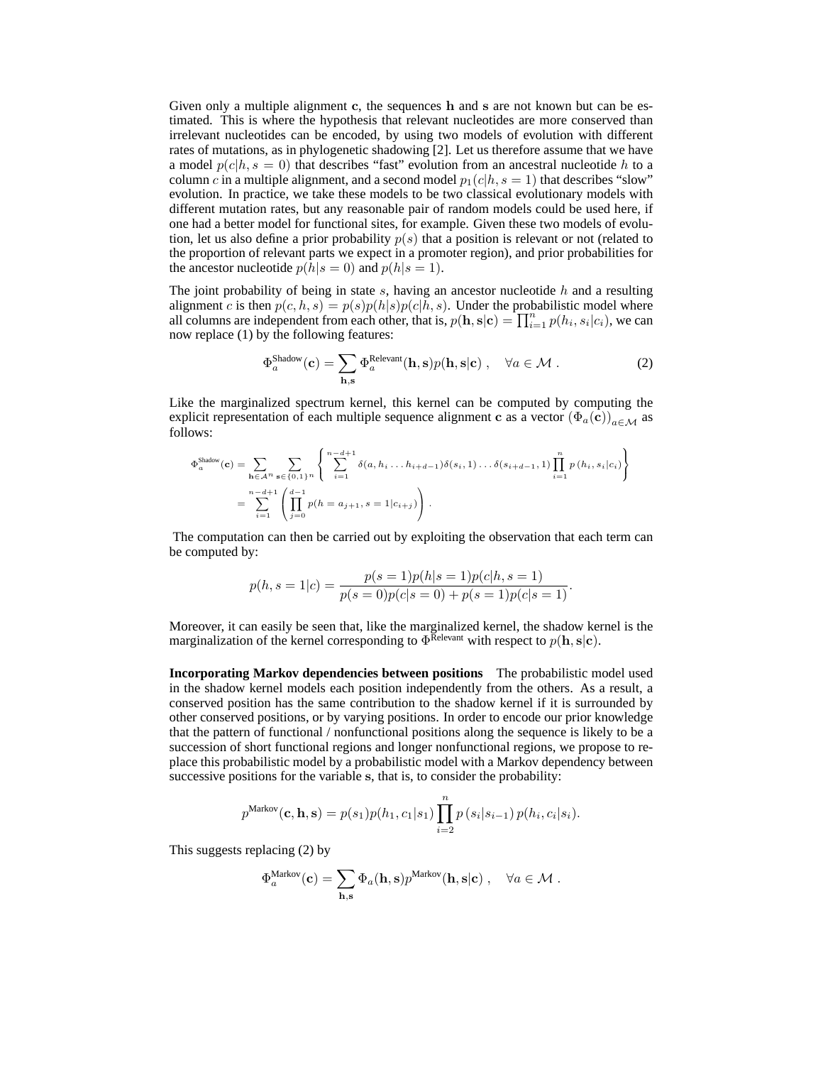Given only a multiple alignment $\mathbf{c}$, the sequences $\mathbf{h}$ and $\mathbf{s}$ are not known but can be estimated. This is where the hypothesis that relevant nucleotides are more conserved than irrelevant nucleotides can be encoded, by using two models of evolution with different rates of mutations, as in phylogenetic shadowing [2]. Let us therefore assume that we have a model $p(c|h, s = 0)$ that describes "fast" evolution from an ancestral nucleotide $h$ to a column $c$ in a multiple alignment, and a second model $p_1(c|h, s = 1)$ that describes "slow" evolution. In practice, we take these models to be two classical evolutionary models with different mutation rates, but any reasonable pair of random models could be used here, if one had a better model for functional sites, for example. Given these two models of evolution, let us also define a prior probability $p(s)$ that a position is relevant or not (related to the proportion of relevant parts we expect in a promoter region), and prior probabilities for the ancestor nucleotide $p(h|s = 0)$ and $p(h|s = 1)$.

The joint probability of being in state $s$, having an ancestor nucleotide $h$ and a resulting alignment $c$ is then $p(c, h, s) = p(s)p(h|s)p(c|h, s)$. Under the probabilistic model where all columns are independent from each other, that is, $p(\mathbf{h}, \mathbf{s}|\mathbf{c}) = \prod_{i=1}^{n} p(h_i, s_i|c_i)$, we can now replace (1) by the following features:

$$\Phi_a^{\text{Shadow}}(\mathbf{c}) = \sum_{\mathbf{h},\mathbf{s}} \Phi_a^{\text{Relevant}}(\mathbf{h}, \mathbf{s}) p(\mathbf{h}, \mathbf{s}|\mathbf{c}) , \quad \forall a \in \mathcal{M} . \tag{2}$$

Like the marginalized spectrum kernel, this kernel can be computed by computing the explicit representation of each multiple sequence alignment $\mathbf{c}$ as a vector $\left(\Phi_a(\mathbf{c})\right)_{a\in\mathcal{M}}$ as follows:

$$\begin{aligned}
\Phi_a^{\text{Shadow}}(\mathbf{c}) &= \sum_{\mathbf{h}\in\mathcal{A}^n} \sum_{\mathbf{s}\in\{0,1\}^n} \left\{ \sum_{i=1}^{n-d+1} \delta(a, h_i \dots h_{i+d-1}) \delta(s_i, 1) \dots \delta(s_{i+d-1}, 1) \prod_{i=1}^{n} p\left(h_i, s_i|c_i\right) \right\} \\
&= \sum_{i=1}^{n-d+1} \left( \prod_{j=0}^{d-1} p(h = a_{j+1}, s = 1|c_{i+j}) \right) .
\end{aligned}$$

The computation can then be carried out by exploiting the observation that each term can be computed by:

$$p(h, s = 1|c) = \frac{p(s = 1)p(h|s = 1)p(c|h, s = 1)}{p(s = 0)p(c|s = 0) + p(s = 1)p(c|s = 1)}.$$

Moreover, it can easily be seen that, like the marginalized kernel, the shadow kernel is the marginalization of the kernel corresponding to $\Phi^{\text{Relevant}}$ with respect to $p(\mathbf{h}, \mathbf{s}|\mathbf{c})$.

**Incorporating Markov dependencies between positions** The probabilistic model used in the shadow kernel models each position independently from the others. As a result, a conserved position has the same contribution to the shadow kernel if it is surrounded by other conserved positions, or by varying positions. In order to encode our prior knowledge that the pattern of functional / nonfunctional positions along the sequence is likely to be a succession of short functional regions and longer nonfunctional regions, we propose to replace this probabilistic model by a probabilistic model with a Markov dependency between successive positions for the variable $\mathbf{s}$, that is, to consider the probability:

$$p^{\text{Markov}}(\mathbf{c}, \mathbf{h}, \mathbf{s}) = p(s_1)p(h_1, c_1|s_1) \prod_{i=2}^{n} p\left(s_i|s_{i-1}\right) p(h_i, c_i|s_i).$$

This suggests replacing (2) by

$$\Phi_a^{\text{Markov}}(\mathbf{c}) = \sum_{\mathbf{h},\mathbf{s}} \Phi_a(\mathbf{h}, \mathbf{s}) p^{\text{Markov}}(\mathbf{h}, \mathbf{s}|\mathbf{c}) , \quad \forall a \in \mathcal{M} .$$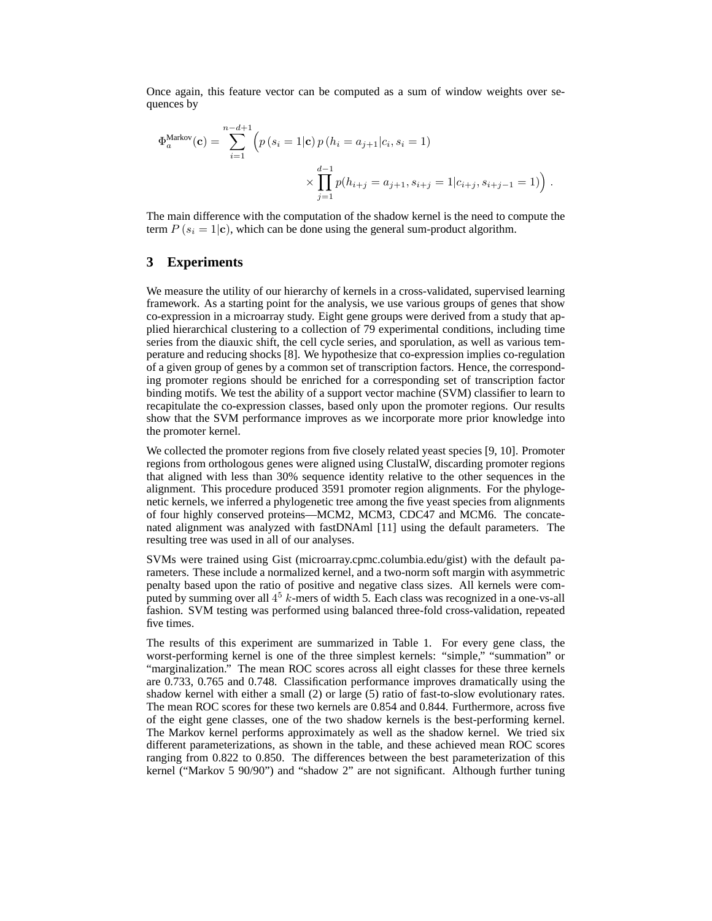Once again, this feature vector can be computed as a sum of window weights over sequences by

$$\Phi_a^{\text{Markov}}(\mathbf{c}) = \sum_{i=1}^{n-d+1} \Big( p\left(s_i = 1|\mathbf{c}\right) p\left(h_i = a_{j+1}|c_i, s_i = 1\right) \\ \times \prod_{j=1}^{d-1} p(h_{i+j} = a_{j+1}, s_{i+j} = 1|c_{i+j}, s_{i+j-1} = 1) \Big) \,.$$

The main difference with the computation of the shadow kernel is the need to compute the term $P\left(s_i = 1|\mathbf{c}\right)$, which can be done using the general sum-product algorithm.

## 3 Experiments

We measure the utility of our hierarchy of kernels in a cross-validated, supervised learning framework. As a starting point for the analysis, we use various groups of genes that show co-expression in a microarray study. Eight gene groups were derived from a study that applied hierarchical clustering to a collection of 79 experimental conditions, including time series from the diauxic shift, the cell cycle series, and sporulation, as well as various temperature and reducing shocks [8]. We hypothesize that co-expression implies co-regulation of a given group of genes by a common set of transcription factors. Hence, the corresponding promoter regions should be enriched for a corresponding set of transcription factor binding motifs. We test the ability of a support vector machine (SVM) classifier to learn to recapitulate the co-expression classes, based only upon the promoter regions. Our results show that the SVM performance improves as we incorporate more prior knowledge into the promoter kernel.

We collected the promoter regions from five closely related yeast species [9, 10]. Promoter regions from orthologous genes were aligned using ClustalW, discarding promoter regions that aligned with less than 30% sequence identity relative to the other sequences in the alignment. This procedure produced 3591 promoter region alignments. For the phylogenetic kernels, we inferred a phylogenetic tree among the five yeast species from alignments of four highly conserved proteins—MCM2, MCM3, CDC47 and MCM6. The concatenated alignment was analyzed with fastDNAml [11] using the default parameters. The resulting tree was used in all of our analyses.

SVMs were trained using Gist (microarray.cpmc.columbia.edu/gist) with the default parameters. These include a normalized kernel, and a two-norm soft margin with asymmetric penalty based upon the ratio of positive and negative class sizes. All kernels were computed by summing over all $4^5$ $k$-mers of width 5. Each class was recognized in a one-vs-all fashion. SVM testing was performed using balanced three-fold cross-validation, repeated five times.

The results of this experiment are summarized in Table 1. For every gene class, the worst-performing kernel is one of the three simplest kernels: "simple," "summation" or "marginalization." The mean ROC scores across all eight classes for these three kernels are 0.733, 0.765 and 0.748. Classification performance improves dramatically using the shadow kernel with either a small (2) or large (5) ratio of fast-to-slow evolutionary rates. The mean ROC scores for these two kernels are 0.854 and 0.844. Furthermore, across five of the eight gene classes, one of the two shadow kernels is the best-performing kernel. The Markov kernel performs approximately as well as the shadow kernel. We tried six different parameterizations, as shown in the table, and these achieved mean ROC scores ranging from 0.822 to 0.850. The differences between the best parameterization of this kernel ("Markov 5 90/90") and "shadow 2" are not significant. Although further tuning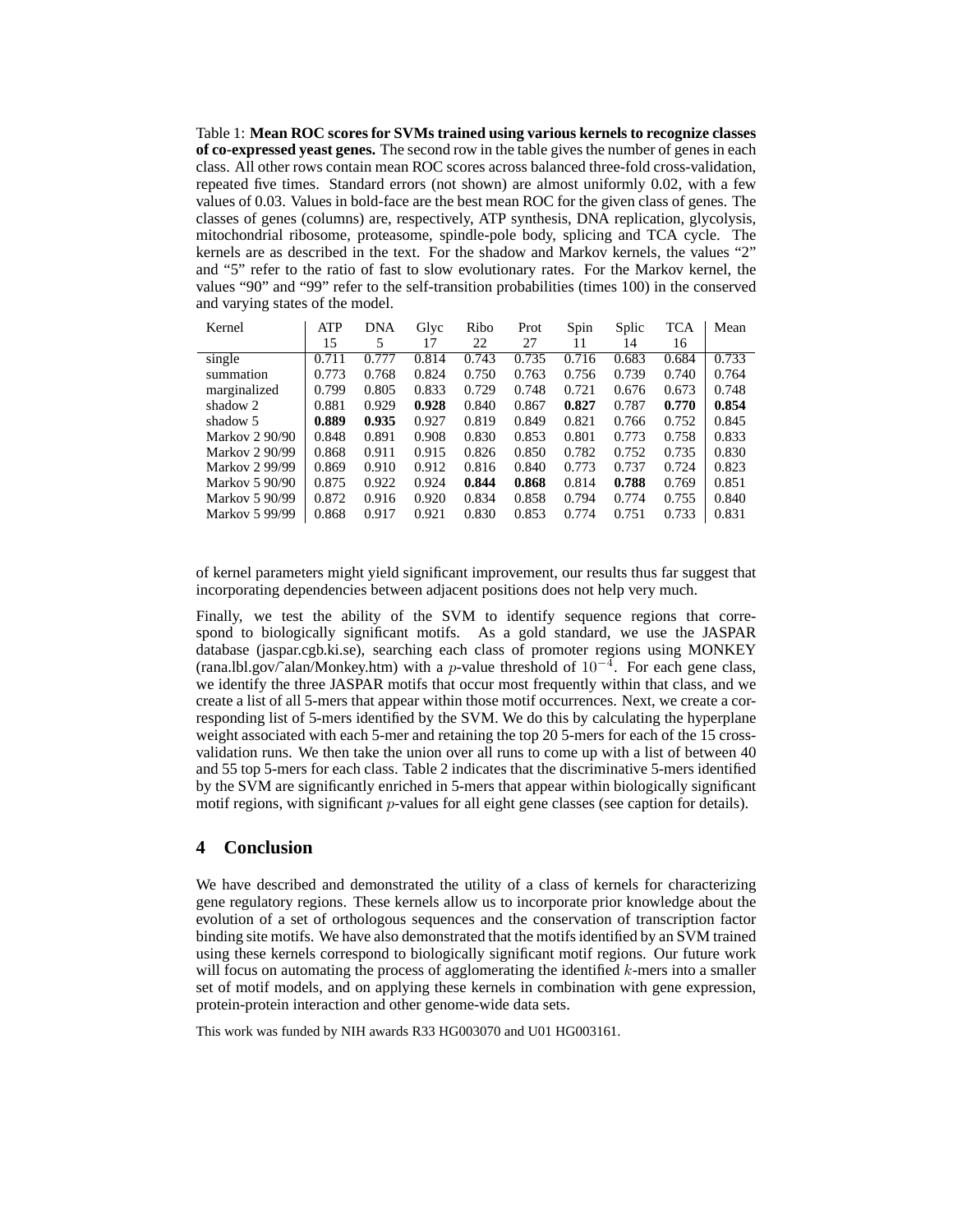Table 1: **Mean ROC scores for SVMs trained using various kernels to recognize classes of co-expressed yeast genes.** The second row in the table gives the number of genes in each class. All other rows contain mean ROC scores across balanced three-fold cross-validation, repeated five times. Standard errors (not shown) are almost uniformly 0.02, with a few values of 0.03. Values in bold-face are the best mean ROC for the given class of genes. The classes of genes (columns) are, respectively, ATP synthesis, DNA replication, glycolysis, mitochondrial ribosome, proteasome, spindle-pole body, splicing and TCA cycle. The kernels are as described in the text. For the shadow and Markov kernels, the values "2" and "5" refer to the ratio of fast to slow evolutionary rates. For the Markov kernel, the values "90" and "99" refer to the self-transition probabilities (times 100) in the conserved and varying states of the model.

| Kernel | ATP | DNA | Glyc | Ribo | Prot | Spin | Splic | TCA | Mean |
|---|---|---|---|---|---|---|---|---|---|
| | 15 | 5 | 17 | 22 | 27 | 11 | 14 | 16 | |
| single | 0.711 | 0.777 | 0.814 | 0.743 | 0.735 | 0.716 | 0.683 | 0.684 | 0.733 |
| summation | 0.773 | 0.768 | 0.824 | 0.750 | 0.763 | 0.756 | 0.739 | 0.740 | 0.764 |
| marginalized | 0.799 | 0.805 | 0.833 | 0.729 | 0.748 | 0.721 | 0.676 | 0.673 | 0.748 |
| shadow 2 | 0.881 | 0.929 | **0.928** | 0.840 | 0.867 | **0.827** | 0.787 | **0.770** | **0.854** |
| shadow 5 | **0.889** | **0.935** | 0.927 | 0.819 | 0.849 | 0.821 | 0.766 | 0.752 | 0.845 |
| Markov 2 90/90 | 0.848 | 0.891 | 0.908 | 0.830 | 0.853 | 0.801 | 0.773 | 0.758 | 0.833 |
| Markov 2 90/99 | 0.868 | 0.911 | 0.915 | 0.826 | 0.850 | 0.782 | 0.752 | 0.735 | 0.830 |
| Markov 2 99/99 | 0.869 | 0.910 | 0.912 | 0.816 | 0.840 | 0.773 | 0.737 | 0.724 | 0.823 |
| Markov 5 90/90 | 0.875 | 0.922 | 0.924 | **0.844** | **0.868** | 0.814 | **0.788** | 0.769 | 0.851 |
| Markov 5 90/99 | 0.872 | 0.916 | 0.920 | 0.834 | 0.858 | 0.794 | 0.774 | 0.755 | 0.840 |
| Markov 5 99/99 | 0.868 | 0.917 | 0.921 | 0.830 | 0.853 | 0.774 | 0.751 | 0.733 | 0.831 |

of kernel parameters might yield significant improvement, our results thus far suggest that incorporating dependencies between adjacent positions does not help very much.

Finally, we test the ability of the SVM to identify sequence regions that correspond to biologically significant motifs. As a gold standard, we use the JASPAR database (jaspar.cgb.ki.se), searching each class of promoter regions using MONKEY (rana.lbl.gov/~alan/Monkey.htm) with a $p$-value threshold of $10^{-4}$. For each gene class, we identify the three JASPAR motifs that occur most frequently within that class, and we create a list of all 5-mers that appear within those motif occurrences. Next, we create a corresponding list of 5-mers identified by the SVM. We do this by calculating the hyperplane weight associated with each 5-mer and retaining the top 20 5-mers for each of the 15 cross-validation runs. We then take the union over all runs to come up with a list of between 40 and 55 top 5-mers for each class. Table 2 indicates that the discriminative 5-mers identified by the SVM are significantly enriched in 5-mers that appear within biologically significant motif regions, with significant $p$-values for all eight gene classes (see caption for details).

## 4 Conclusion

We have described and demonstrated the utility of a class of kernels for characterizing gene regulatory regions. These kernels allow us to incorporate prior knowledge about the evolution of a set of orthologous sequences and the conservation of transcription factor binding site motifs. We have also demonstrated that the motifs identified by an SVM trained using these kernels correspond to biologically significant motif regions. Our future work will focus on automating the process of agglomerating the identified $k$-mers into a smaller set of motif models, and on applying these kernels in combination with gene expression, protein-protein interaction and other genome-wide data sets.

This work was funded by NIH awards R33 HG003070 and U01 HG003161.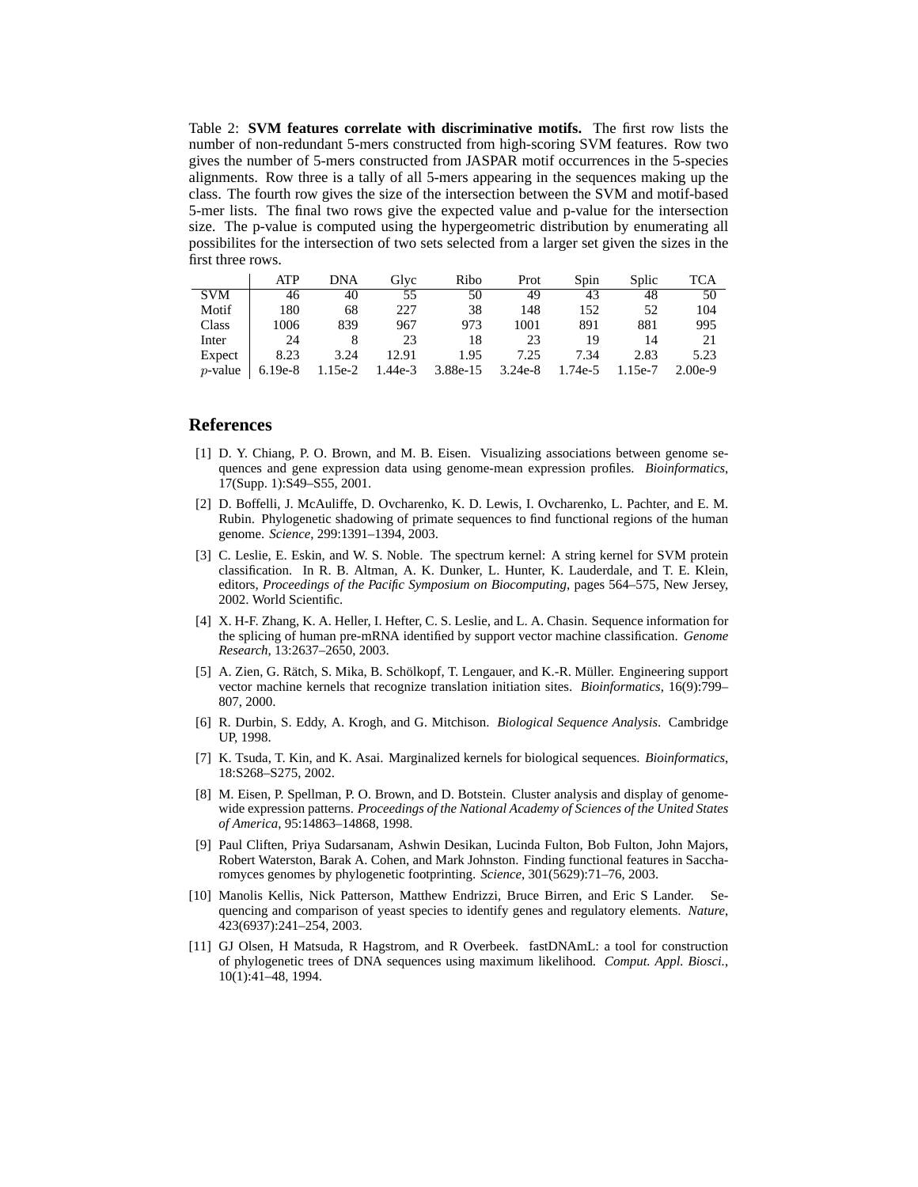Table 2: **SVM features correlate with discriminative motifs.** The first row lists the number of non-redundant 5-mers constructed from high-scoring SVM features. Row two gives the number of 5-mers constructed from JASPAR motif occurrences in the 5-species alignments. Row three is a tally of all 5-mers appearing in the sequences making up the class. The fourth row gives the size of the intersection between the SVM and motif-based 5-mer lists. The final two rows give the expected value and p-value for the intersection size. The p-value is computed using the hypergeometric distribution by enumerating all possibilites for the intersection of two sets selected from a larger set given the sizes in the first three rows.

| | ATP | DNA | Glyc | Ribo | Prot | Spin | Splic | TCA |
|---|---|---|---|---|---|---|---|---|
| SVM | 46 | 40 | 55 | 50 | 49 | 43 | 48 | 50 |
| Motif | 180 | 68 | 227 | 38 | 148 | 152 | 52 | 104 |
| Class | 1006 | 839 | 967 | 973 | 1001 | 891 | 881 | 995 |
| Inter | 24 | 8 | 23 | 18 | 23 | 19 | 14 | 21 |
| Expect | 8.23 | 3.24 | 12.91 | 1.95 | 7.25 | 7.34 | 2.83 | 5.23 |
| $p$-value | 6.19e-8 | 1.15e-2 | 1.44e-3 | 3.88e-15 | 3.24e-8 | 1.74e-5 | 1.15e-7 | 2.00e-9 |

## References

[1] D. Y. Chiang, P. O. Brown, and M. B. Eisen. Visualizing associations between genome sequences and gene expression data using genome-mean expression profiles. *Bioinformatics*, 17(Supp. 1):S49–S55, 2001.

[2] D. Boffelli, J. McAuliffe, D. Ovcharenko, K. D. Lewis, I. Ovcharenko, L. Pachter, and E. M. Rubin. Phylogenetic shadowing of primate sequences to find functional regions of the human genome. *Science*, 299:1391–1394, 2003.

[3] C. Leslie, E. Eskin, and W. S. Noble. The spectrum kernel: A string kernel for SVM protein classification. In R. B. Altman, A. K. Dunker, L. Hunter, K. Lauderdale, and T. E. Klein, editors, *Proceedings of the Pacific Symposium on Biocomputing*, pages 564–575, New Jersey, 2002. World Scientific.

[4] X. H-F. Zhang, K. A. Heller, I. Hefter, C. S. Leslie, and L. A. Chasin. Sequence information for the splicing of human pre-mRNA identified by support vector machine classification. *Genome Research*, 13:2637–2650, 2003.

[5] A. Zien, G. Rätch, S. Mika, B. Schölkopf, T. Lengauer, and K.-R. Müller. Engineering support vector machine kernels that recognize translation initiation sites. *Bioinformatics*, 16(9):799–807, 2000.

[6] R. Durbin, S. Eddy, A. Krogh, and G. Mitchison. *Biological Sequence Analysis*. Cambridge UP, 1998.

[7] K. Tsuda, T. Kin, and K. Asai. Marginalized kernels for biological sequences. *Bioinformatics*, 18:S268–S275, 2002.

[8] M. Eisen, P. Spellman, P. O. Brown, and D. Botstein. Cluster analysis and display of genome-wide expression patterns. *Proceedings of the National Academy of Sciences of the United States of America*, 95:14863–14868, 1998.

[9] Paul Cliften, Priya Sudarsanam, Ashwin Desikan, Lucinda Fulton, Bob Fulton, John Majors, Robert Waterston, Barak A. Cohen, and Mark Johnston. Finding functional features in Saccharomyces genomes by phylogenetic footprinting. *Science*, 301(5629):71–76, 2003.

[10] Manolis Kellis, Nick Patterson, Matthew Endrizzi, Bruce Birren, and Eric S Lander. Sequencing and comparison of yeast species to identify genes and regulatory elements. *Nature*, 423(6937):241–254, 2003.

[11] GJ Olsen, H Matsuda, R Hagstrom, and R Overbeek. fastDNAmL: a tool for construction of phylogenetic trees of DNA sequences using maximum likelihood. *Comput. Appl. Biosci.*, 10(1):41–48, 1994.